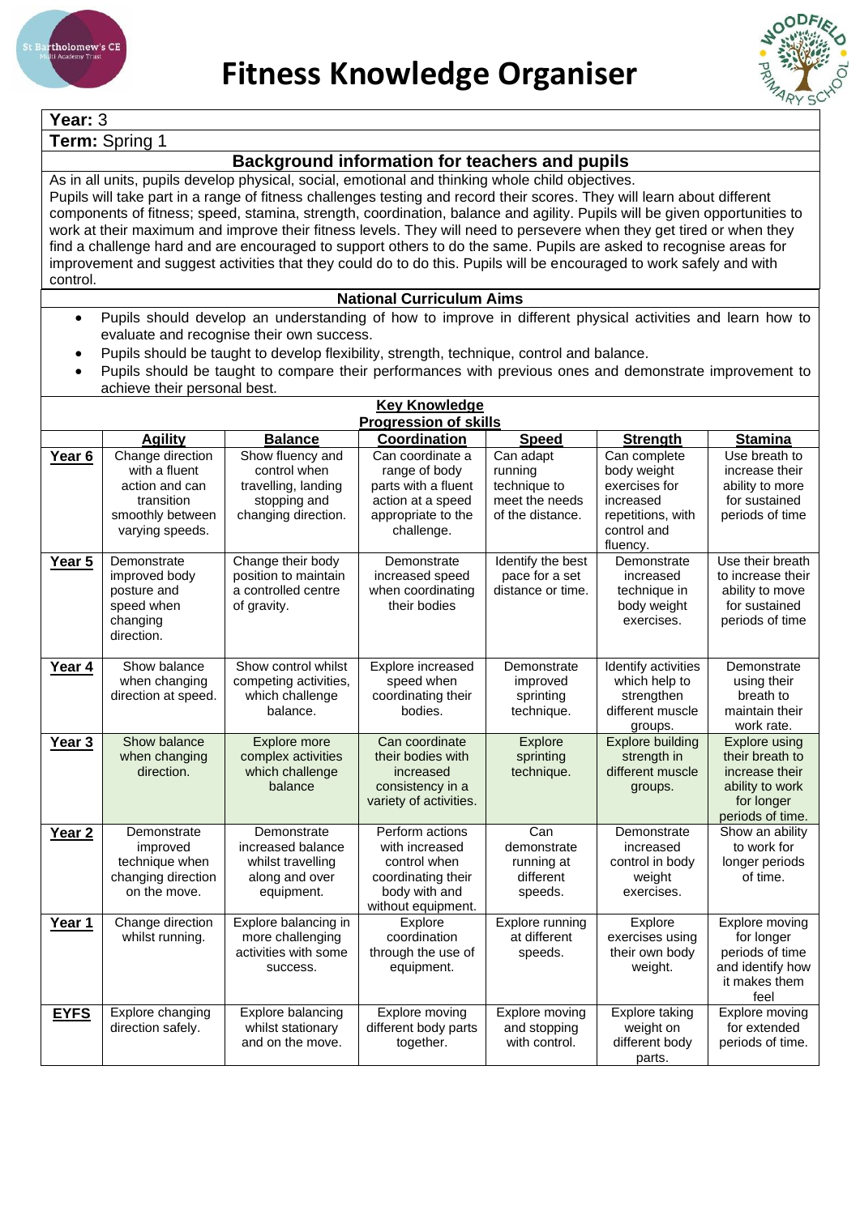# Fitness Knowledge Organiser

**Year:** 3

**Term:** Spring 1

## Background information for teachers and pupils

As in all units, pupils develop physical, social, emotional and thinking whole child objectives.
Pupils will take part in a range of fitness challenges testing and record their scores. They will learn about different components of fitness; speed, stamina, strength, coordination, balance and agility. Pupils will be given opportunities to work at their maximum and improve their fitness levels. They will need to persevere when they get tired or when they find a challenge hard and are encouraged to support others to do the same. Pupils are asked to recognise areas for improvement and suggest activities that they could do to do this. Pupils will be encouraged to work safely and with control.

## National Curriculum Aims

- Pupils should develop an understanding of how to improve in different physical activities and learn how to evaluate and recognise their own success.
- Pupils should be taught to develop flexibility, strength, technique, control and balance.
- Pupils should be taught to compare their performances with previous ones and demonstrate improvement to achieve their personal best.

## Key Knowledge

### Progression of skills

| | Agility | Balance | Coordination | Speed | Strength | Stamina |
|---|---|---|---|---|---|---|
| **Year 6** | Change direction with a fluent action and can transition smoothly between varying speeds. | Show fluency and control when travelling, landing stopping and changing direction. | Can coordinate a range of body parts with a fluent action at a speed appropriate to the challenge. | Can adapt running technique to meet the needs of the distance. | Can complete body weight exercises for increased repetitions, with control and fluency. | Use breath to increase their ability to more for sustained periods of time |
| **Year 5** | Demonstrate improved body posture and speed when changing direction. | Change their body position to maintain a controlled centre of gravity. | Demonstrate increased speed when coordinating their bodies | Identify the best pace for a set distance or time. | Demonstrate increased technique in body weight exercises. | Use their breath to increase their ability to move for sustained periods of time |
| **Year 4** | Show balance when changing direction at speed. | Show control whilst competing activities, which challenge balance. | Explore increased speed when coordinating their bodies. | Demonstrate improved sprinting technique. | Identify activities which help to strengthen different muscle groups. | Demonstrate using their breath to maintain their work rate. |
| **Year 3** | Show balance when changing direction. | Explore more complex activities which challenge balance | Can coordinate their bodies with increased consistency in a variety of activities. | Explore sprinting technique. | Explore building strength in different muscle groups. | Explore using their breath to increase their ability to work for longer periods of time. |
| **Year 2** | Demonstrate improved technique when changing direction on the move. | Demonstrate increased balance whilst travelling along and over equipment. | Perform actions with increased control when coordinating their body with and without equipment. | Can demonstrate running at different speeds. | Demonstrate increased control in body weight exercises. | Show an ability to work for longer periods of time. |
| **Year 1** | Change direction whilst running. | Explore balancing in more challenging activities with some success. | Explore coordination through the use of equipment. | Explore running at different speeds. | Explore exercises using their own body weight. | Explore moving for longer periods of time and identify how it makes them feel |
| **EYFS** | Explore changing direction safely. | Explore balancing whilst stationary and on the move. | Explore moving different body parts together. | Explore moving and stopping with control. | Explore taking weight on different body parts. | Explore moving for extended periods of time. |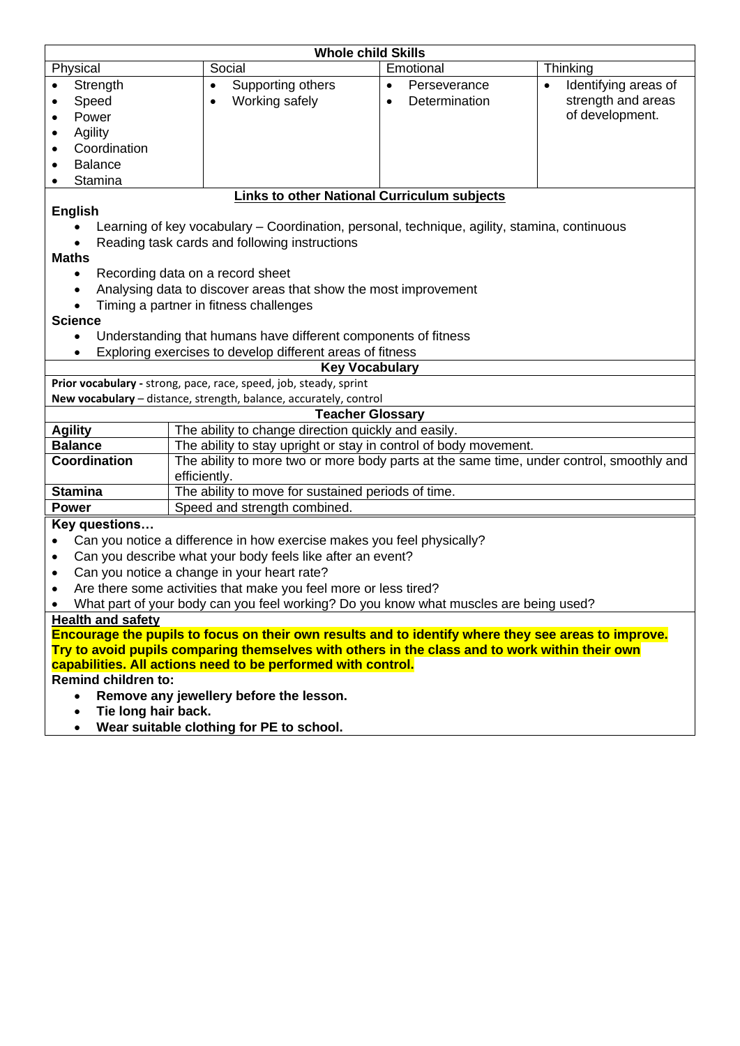## Whole child Skills

| Physical | Social | Emotional | Thinking |
|---|---|---|---|
| • Strength<br>• Speed<br>• Power<br>• Agility<br>• Coordination<br>• Balance<br>• Stamina | • Supporting others<br>• Working safely | • Perseverance<br>• Determination | • Identifying areas of strength and areas of development. |

## Links to other National Curriculum subjects

**English**

- Learning of key vocabulary – Coordination, personal, technique, agility, stamina, continuous
- Reading task cards and following instructions

**Maths**

- Recording data on a record sheet
- Analysing data to discover areas that show the most improvement
- Timing a partner in fitness challenges

**Science**

- Understanding that humans have different components of fitness
- Exploring exercises to develop different areas of fitness

## Key Vocabulary

**Prior vocabulary -** strong, pace, race, speed, job, steady, sprint

**New vocabulary** – distance, strength, balance, accurately, control

## Teacher Glossary

| Term | Definition |
|---|---|
| **Agility** | The ability to change direction quickly and easily. |
| **Balance** | The ability to stay upright or stay in control of body movement. |
| **Coordination** | The ability to more two or more body parts at the same time, under control, smoothly and efficiently. |
| **Stamina** | The ability to move for sustained periods of time. |
| **Power** | Speed and strength combined. |

**Key questions…**

- Can you notice a difference in how exercise makes you feel physically?
- Can you describe what your body feels like after an event?
- Can you notice a change in your heart rate?
- Are there some activities that make you feel more or less tired?
- What part of your body can you feel working? Do you know what muscles are being used?

**Health and safety**

**Encourage the pupils to focus on their own results and to identify where they see areas to improve. Try to avoid pupils comparing themselves with others in the class and to work within their own capabilities. All actions need to be performed with control.**

**Remind children to:**

- **Remove any jewellery before the lesson.**
- **Tie long hair back.**
- **Wear suitable clothing for PE to school.**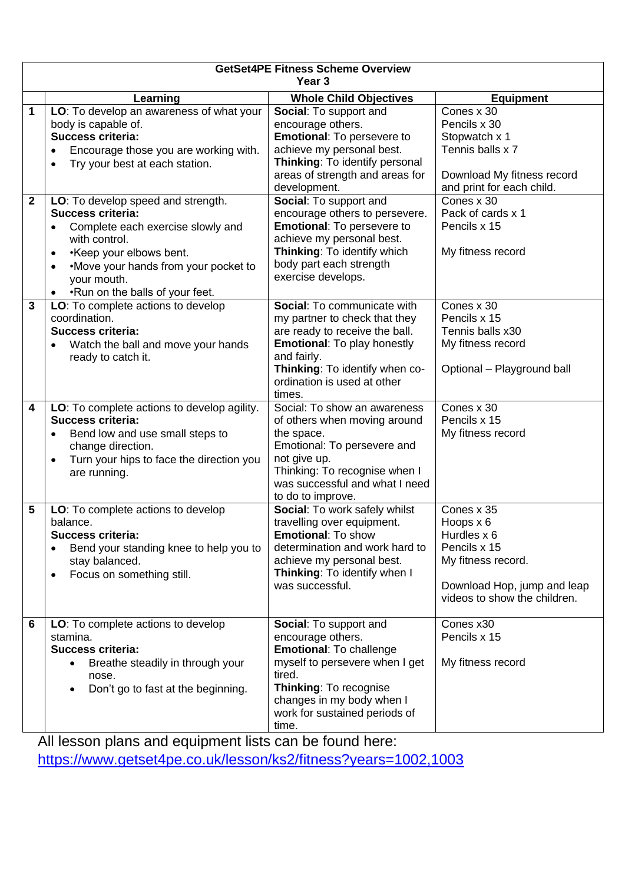| GetSet4PE Fitness Scheme Overview<br>Year 3 | | | |
|---|---|---|---|
| | **Learning** | **Whole Child Objectives** | **Equipment** |
| **1** | **LO**: To develop an awareness of what your body is capable of.<br>**Success criteria:**<br>• Encourage those you are working with.<br>• Try your best at each station. | **Social**: To support and encourage others.<br>**Emotional**: To persevere to achieve my personal best.<br>**Thinking**: To identify personal areas of strength and areas for development. | Cones x 30<br>Pencils x 30<br>Stopwatch x 1<br>Tennis balls x 7<br><br>Download My fitness record and print for each child. |
| **2** | **LO**: To develop speed and strength.<br>**Success criteria:**<br>• Complete each exercise slowly and with control.<br>• •Keep your elbows bent.<br>• •Move your hands from your pocket to your mouth.<br>• •Run on the balls of your feet. | **Social**: To support and encourage others to persevere.<br>**Emotional**: To persevere to achieve my personal best.<br>**Thinking**: To identify which body part each strength exercise develops. | Cones x 30<br>Pack of cards x 1<br>Pencils x 15<br><br>My fitness record |
| **3** | **LO**: To complete actions to develop coordination.<br>**Success criteria:**<br>• Watch the ball and move your hands ready to catch it. | **Social**: To communicate with my partner to check that they are ready to receive the ball.<br>**Emotional**: To play honestly and fairly.<br>**Thinking**: To identify when co-ordination is used at other times. | Cones x 30<br>Pencils x 15<br>Tennis balls x30<br>My fitness record<br><br>Optional – Playground ball |
| **4** | **LO**: To complete actions to develop agility.<br>**Success criteria:**<br>• Bend low and use small steps to change direction.<br>• Turn your hips to face the direction you are running. | Social: To show an awareness of others when moving around the space.<br>Emotional: To persevere and not give up.<br>Thinking: To recognise when I was successful and what I need to do to improve. | Cones x 30<br>Pencils x 15<br>My fitness record |
| **5** | **LO**: To complete actions to develop balance.<br>**Success criteria:**<br>• Bend your standing knee to help you to stay balanced.<br>• Focus on something still. | **Social**: To work safely whilst travelling over equipment.<br>**Emotional**: To show determination and work hard to achieve my personal best.<br>**Thinking**: To identify when I was successful. | Cones x 35<br>Hoops x 6<br>Hurdles x 6<br>Pencils x 15<br>My fitness record.<br><br>Download Hop, jump and leap videos to show the children. |
| **6** | **LO**: To complete actions to develop stamina.<br>**Success criteria:**<br>• Breathe steadily in through your nose.<br>• Don't go to fast at the beginning. | **Social**: To support and encourage others.<br>**Emotional**: To challenge myself to persevere when I get tired.<br>**Thinking**: To recognise changes in my body when I work for sustained periods of time. | Cones x30<br>Pencils x 15<br><br>My fitness record |

All lesson plans and equipment lists can be found here:
[https://www.getset4pe.co.uk/lesson/ks2/fitness?years=1002,1003](https://www.getset4pe.co.uk/lesson/ks2/fitness?years=1002,1003)